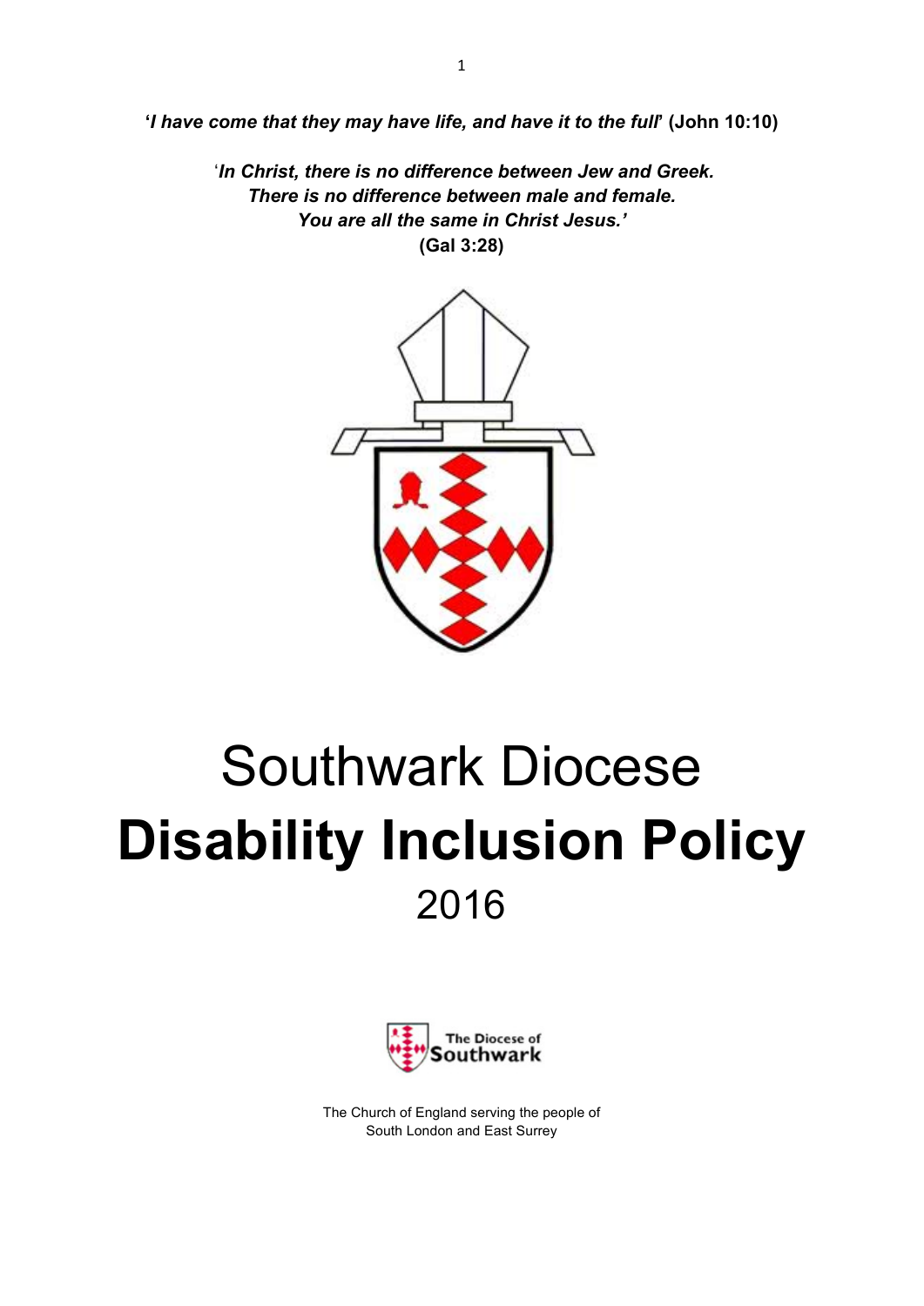**'*I have come that they may have life, and have it to the full*' (John 10:10)**

'***In Christ, there is no difference between Jew and Greek.***
***There is no difference between male and female.***
***You are all the same in Christ Jesus.'***
**(Gal 3:28)**

# Southwark Diocese
# **Disability Inclusion Policy**
# 2016

The Diocese of Southwark

The Church of England serving the people of
South London and East Surrey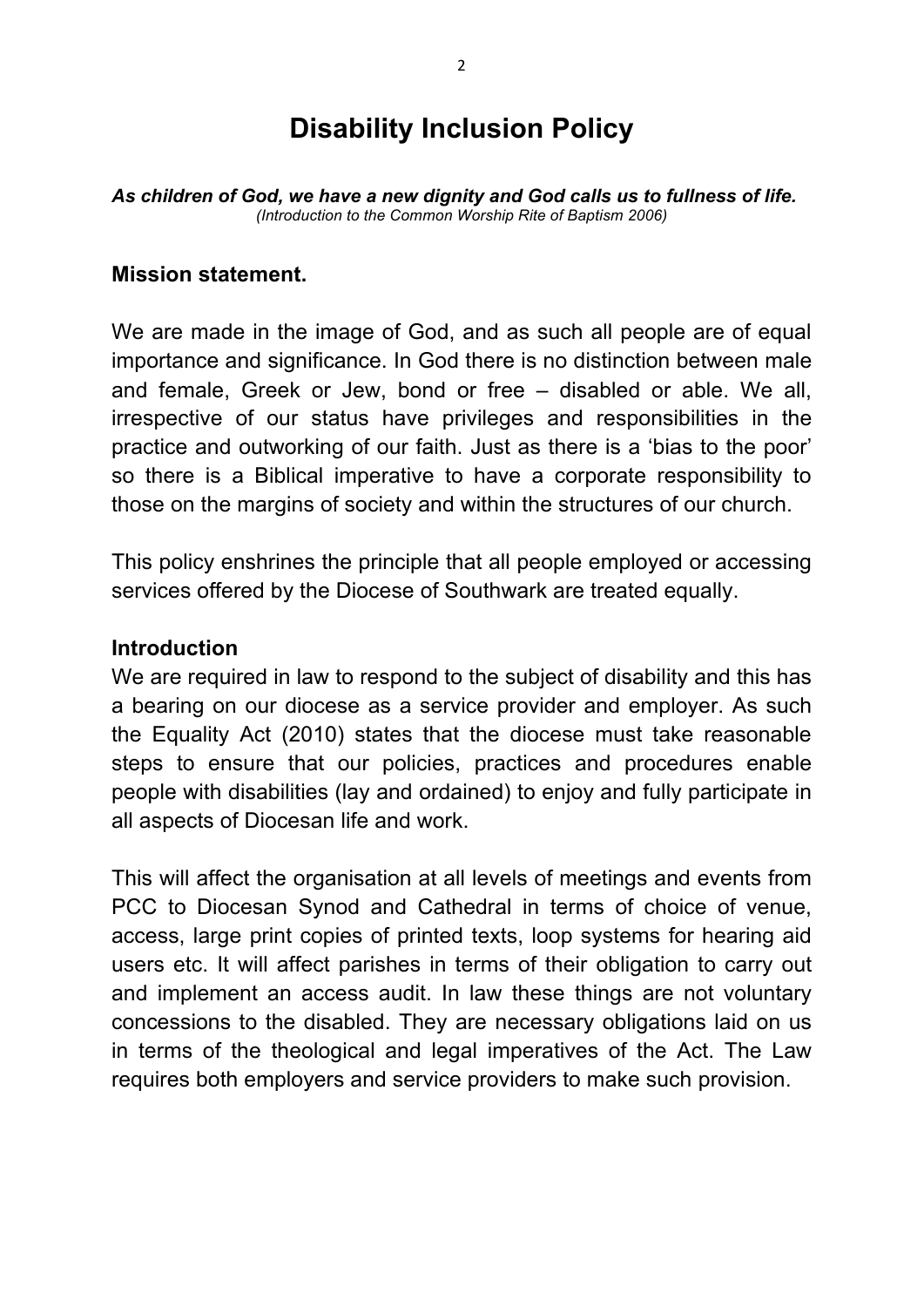# Disability Inclusion Policy

***As children of God, we have a new dignity and God calls us to fullness of life.***
*(Introduction to the Common Worship Rite of Baptism 2006)*

## Mission statement.

We are made in the image of God, and as such all people are of equal importance and significance. In God there is no distinction between male and female, Greek or Jew, bond or free – disabled or able. We all, irrespective of our status have privileges and responsibilities in the practice and outworking of our faith. Just as there is a 'bias to the poor' so there is a Biblical imperative to have a corporate responsibility to those on the margins of society and within the structures of our church.

This policy enshrines the principle that all people employed or accessing services offered by the Diocese of Southwark are treated equally.

## Introduction

We are required in law to respond to the subject of disability and this has a bearing on our diocese as a service provider and employer. As such the Equality Act (2010) states that the diocese must take reasonable steps to ensure that our policies, practices and procedures enable people with disabilities (lay and ordained) to enjoy and fully participate in all aspects of Diocesan life and work.

This will affect the organisation at all levels of meetings and events from PCC to Diocesan Synod and Cathedral in terms of choice of venue, access, large print copies of printed texts, loop systems for hearing aid users etc. It will affect parishes in terms of their obligation to carry out and implement an access audit. In law these things are not voluntary concessions to the disabled. They are necessary obligations laid on us in terms of the theological and legal imperatives of the Act. The Law requires both employers and service providers to make such provision.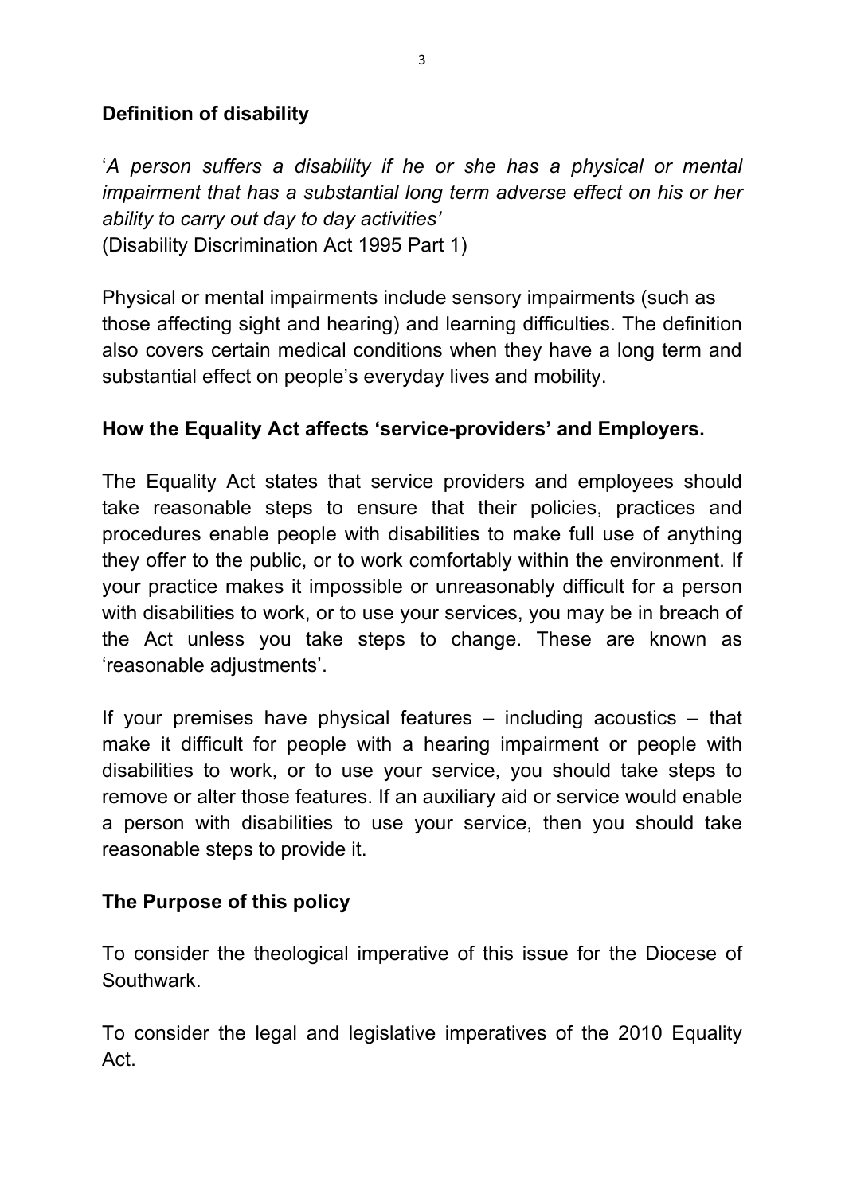**Definition of disability**

'*A person suffers a disability if he or she has a physical or mental impairment that has a substantial long term adverse effect on his or her ability to carry out day to day activities'*
(Disability Discrimination Act 1995 Part 1)

Physical or mental impairments include sensory impairments (such as those affecting sight and hearing) and learning difficulties. The definition also covers certain medical conditions when they have a long term and substantial effect on people's everyday lives and mobility.

**How the Equality Act affects 'service-providers' and Employers.**

The Equality Act states that service providers and employees should take reasonable steps to ensure that their policies, practices and procedures enable people with disabilities to make full use of anything they offer to the public, or to work comfortably within the environment. If your practice makes it impossible or unreasonably difficult for a person with disabilities to work, or to use your services, you may be in breach of the Act unless you take steps to change. These are known as 'reasonable adjustments'.

If your premises have physical features – including acoustics – that make it difficult for people with a hearing impairment or people with disabilities to work, or to use your service, you should take steps to remove or alter those features. If an auxiliary aid or service would enable a person with disabilities to use your service, then you should take reasonable steps to provide it.

**The Purpose of this policy**

To consider the theological imperative of this issue for the Diocese of Southwark.

To consider the legal and legislative imperatives of the 2010 Equality Act.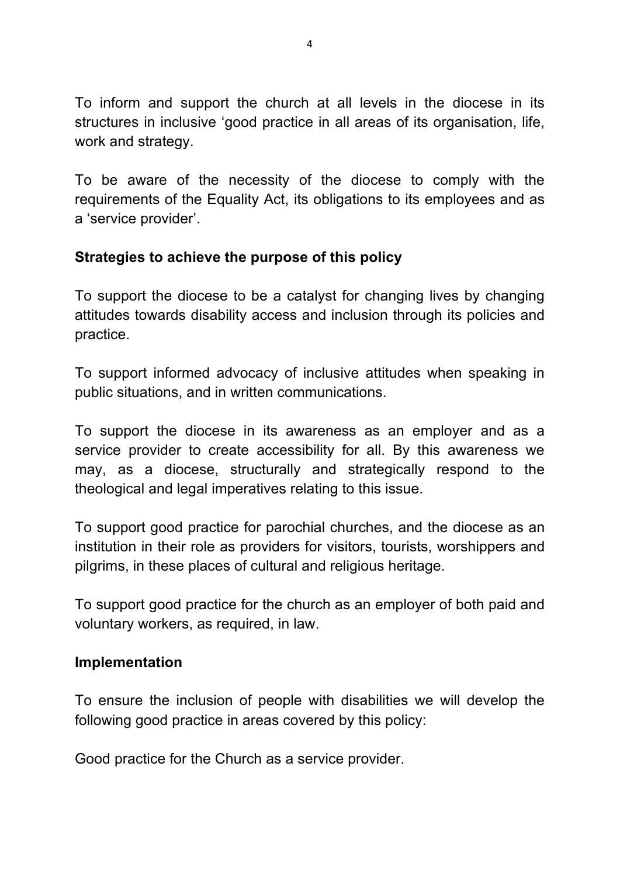To inform and support the church at all levels in the diocese in its structures in inclusive 'good practice in all areas of its organisation, life, work and strategy.

To be aware of the necessity of the diocese to comply with the requirements of the Equality Act, its obligations to its employees and as a 'service provider'.

**Strategies to achieve the purpose of this policy**

To support the diocese to be a catalyst for changing lives by changing attitudes towards disability access and inclusion through its policies and practice.

To support informed advocacy of inclusive attitudes when speaking in public situations, and in written communications.

To support the diocese in its awareness as an employer and as a service provider to create accessibility for all. By this awareness we may, as a diocese, structurally and strategically respond to the theological and legal imperatives relating to this issue.

To support good practice for parochial churches, and the diocese as an institution in their role as providers for visitors, tourists, worshippers and pilgrims, in these places of cultural and religious heritage.

To support good practice for the church as an employer of both paid and voluntary workers, as required, in law.

**Implementation**

To ensure the inclusion of people with disabilities we will develop the following good practice in areas covered by this policy:

Good practice for the Church as a service provider.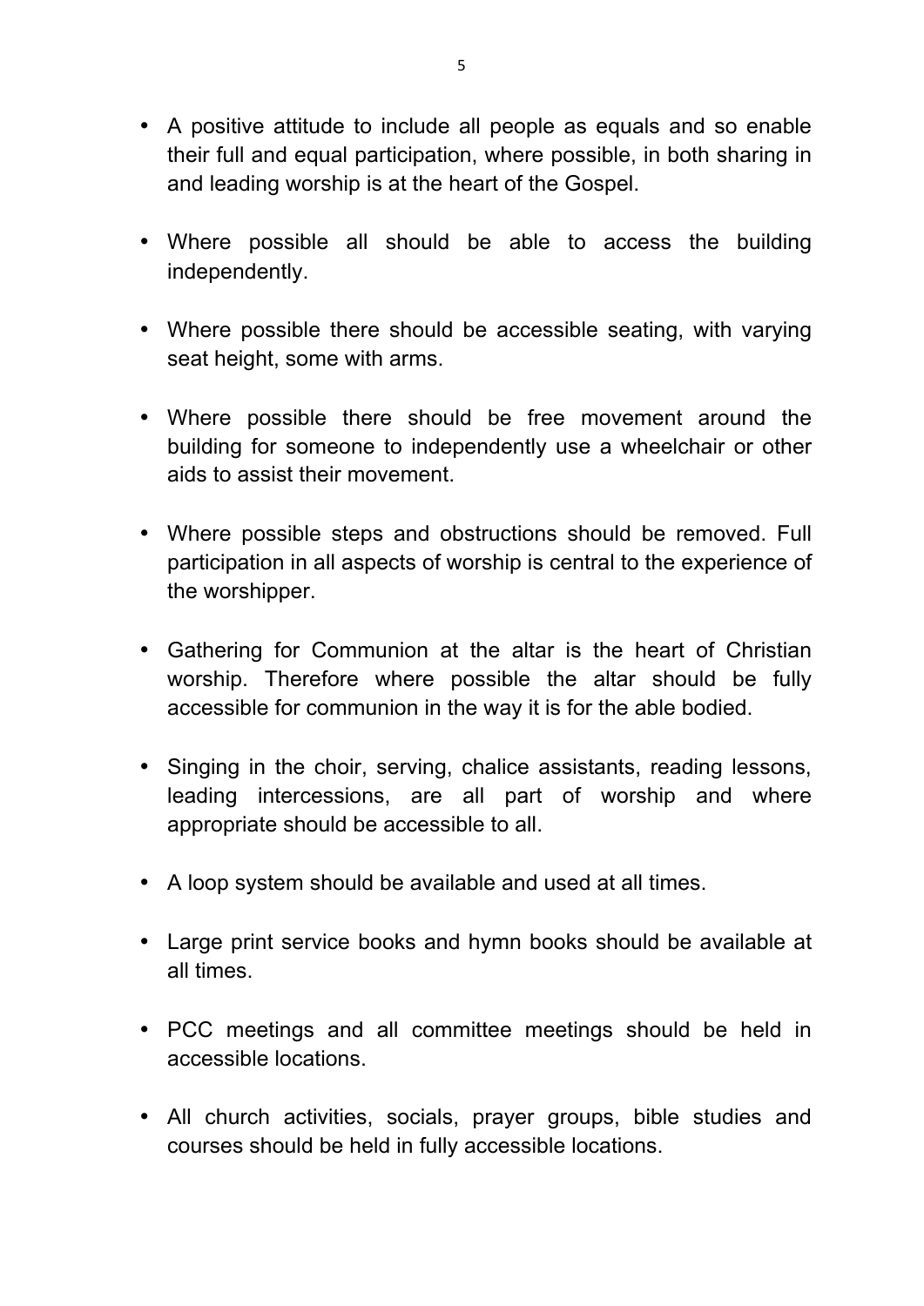- A positive attitude to include all people as equals and so enable their full and equal participation, where possible, in both sharing in and leading worship is at the heart of the Gospel.

- Where possible all should be able to access the building independently.

- Where possible there should be accessible seating, with varying seat height, some with arms.

- Where possible there should be free movement around the building for someone to independently use a wheelchair or other aids to assist their movement.

- Where possible steps and obstructions should be removed. Full participation in all aspects of worship is central to the experience of the worshipper.

- Gathering for Communion at the altar is the heart of Christian worship. Therefore where possible the altar should be fully accessible for communion in the way it is for the able bodied.

- Singing in the choir, serving, chalice assistants, reading lessons, leading intercessions, are all part of worship and where appropriate should be accessible to all.

- A loop system should be available and used at all times.

- Large print service books and hymn books should be available at all times.

- PCC meetings and all committee meetings should be held in accessible locations.

- All church activities, socials, prayer groups, bible studies and courses should be held in fully accessible locations.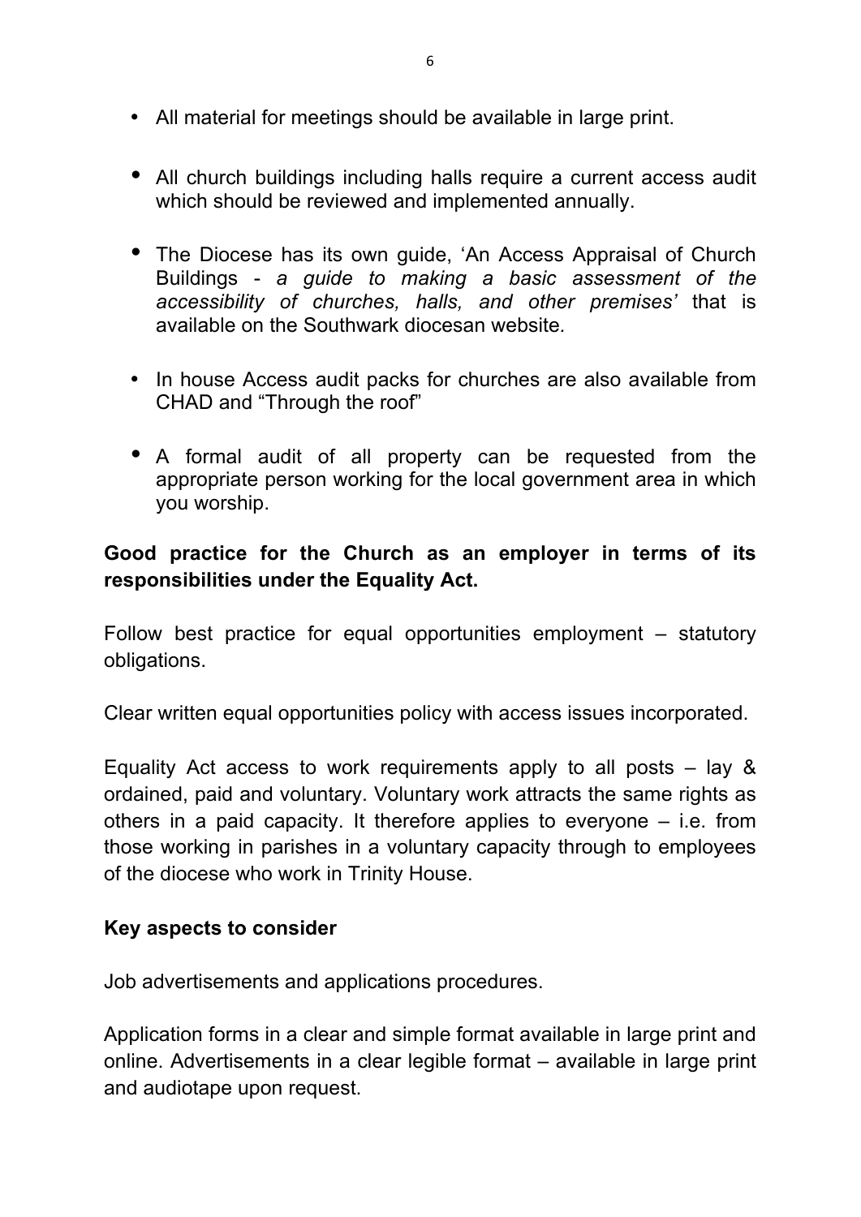- All material for meetings should be available in large print.

- All church buildings including halls require a current access audit which should be reviewed and implemented annually.

- The Diocese has its own guide, 'An Access Appraisal of Church Buildings - *a guide to making a basic assessment of the accessibility of churches, halls, and other premises'* that is available on the Southwark diocesan website.

- In house Access audit packs for churches are also available from CHAD and "Through the roof"

- A formal audit of all property can be requested from the appropriate person working for the local government area in which you worship.

**Good practice for the Church as an employer in terms of its responsibilities under the Equality Act.**

Follow best practice for equal opportunities employment – statutory obligations.

Clear written equal opportunities policy with access issues incorporated.

Equality Act access to work requirements apply to all posts – lay & ordained, paid and voluntary. Voluntary work attracts the same rights as others in a paid capacity. It therefore applies to everyone – i.e. from those working in parishes in a voluntary capacity through to employees of the diocese who work in Trinity House.

**Key aspects to consider**

Job advertisements and applications procedures.

Application forms in a clear and simple format available in large print and online. Advertisements in a clear legible format – available in large print and audiotape upon request.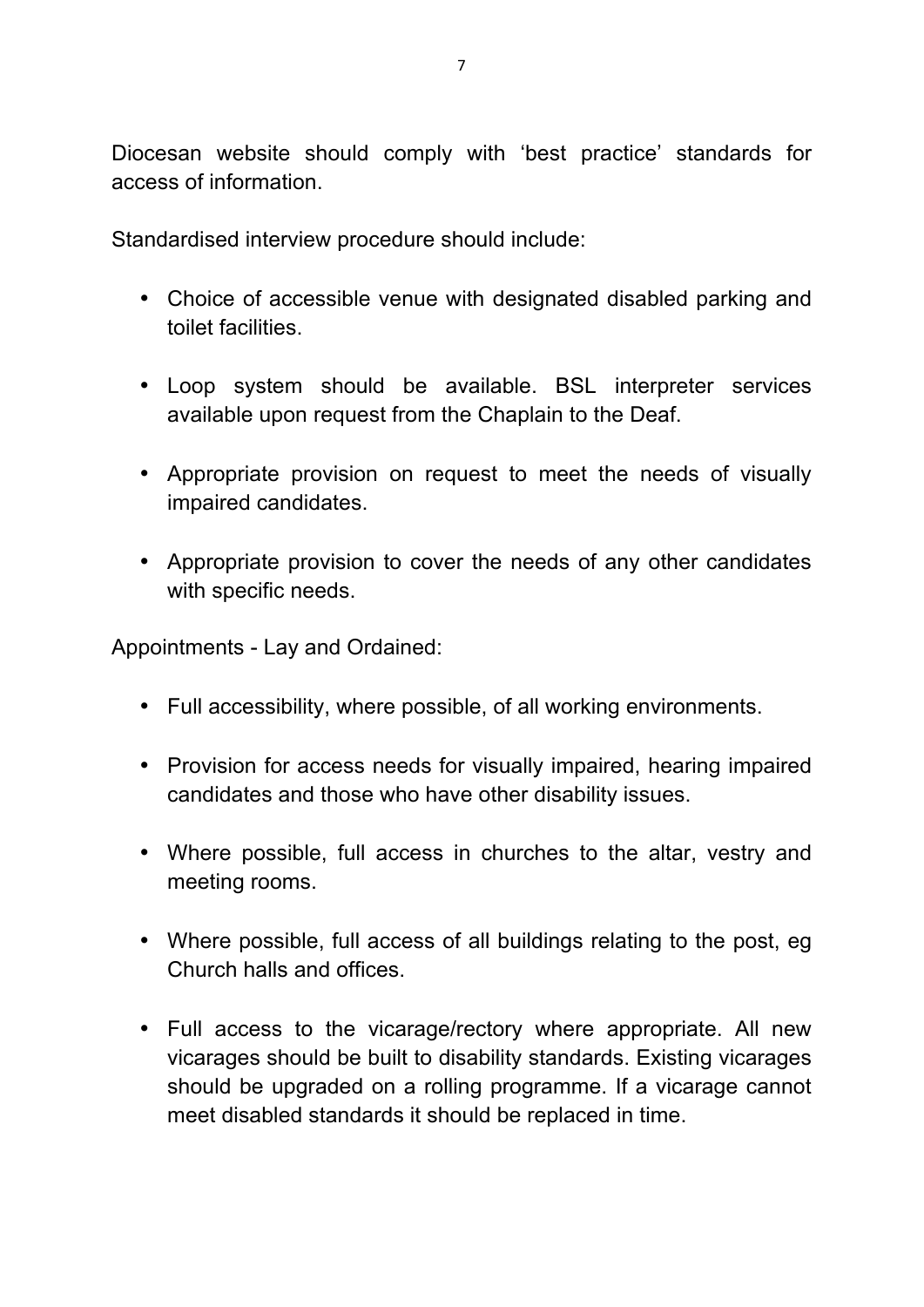Diocesan website should comply with 'best practice' standards for access of information.

Standardised interview procedure should include:

- Choice of accessible venue with designated disabled parking and toilet facilities.
- Loop system should be available. BSL interpreter services available upon request from the Chaplain to the Deaf.
- Appropriate provision on request to meet the needs of visually impaired candidates.
- Appropriate provision to cover the needs of any other candidates with specific needs.

Appointments - Lay and Ordained:

- Full accessibility, where possible, of all working environments.
- Provision for access needs for visually impaired, hearing impaired candidates and those who have other disability issues.
- Where possible, full access in churches to the altar, vestry and meeting rooms.
- Where possible, full access of all buildings relating to the post, eg Church halls and offices.
- Full access to the vicarage/rectory where appropriate. All new vicarages should be built to disability standards. Existing vicarages should be upgraded on a rolling programme. If a vicarage cannot meet disabled standards it should be replaced in time.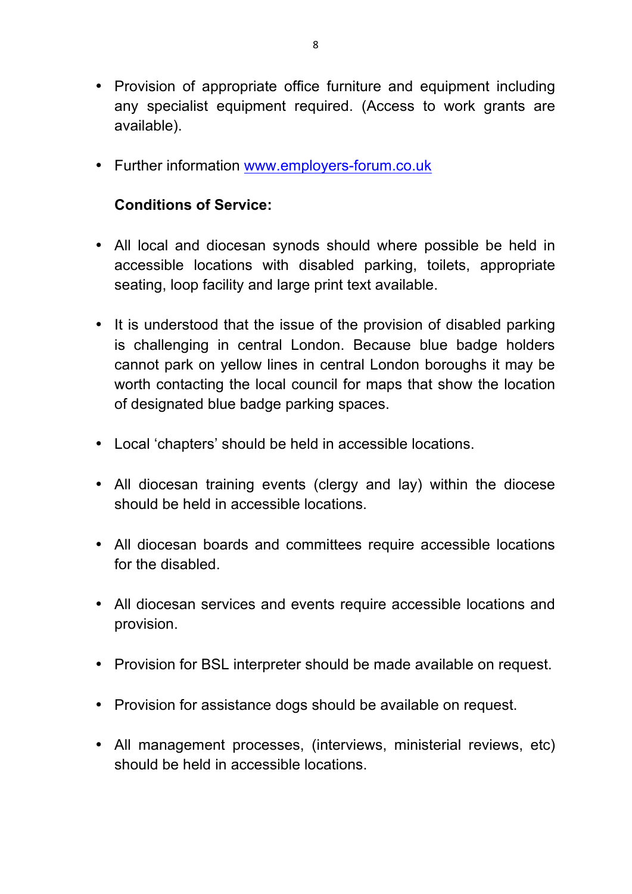- Provision of appropriate office furniture and equipment including any specialist equipment required. (Access to work grants are available).

- Further information [www.employers-forum.co.uk](http://www.employers-forum.co.uk)

**Conditions of Service:**

- All local and diocesan synods should where possible be held in accessible locations with disabled parking, toilets, appropriate seating, loop facility and large print text available.

- It is understood that the issue of the provision of disabled parking is challenging in central London. Because blue badge holders cannot park on yellow lines in central London boroughs it may be worth contacting the local council for maps that show the location of designated blue badge parking spaces.

- Local 'chapters' should be held in accessible locations.

- All diocesan training events (clergy and lay) within the diocese should be held in accessible locations.

- All diocesan boards and committees require accessible locations for the disabled.

- All diocesan services and events require accessible locations and provision.

- Provision for BSL interpreter should be made available on request.

- Provision for assistance dogs should be available on request.

- All management processes, (interviews, ministerial reviews, etc) should be held in accessible locations.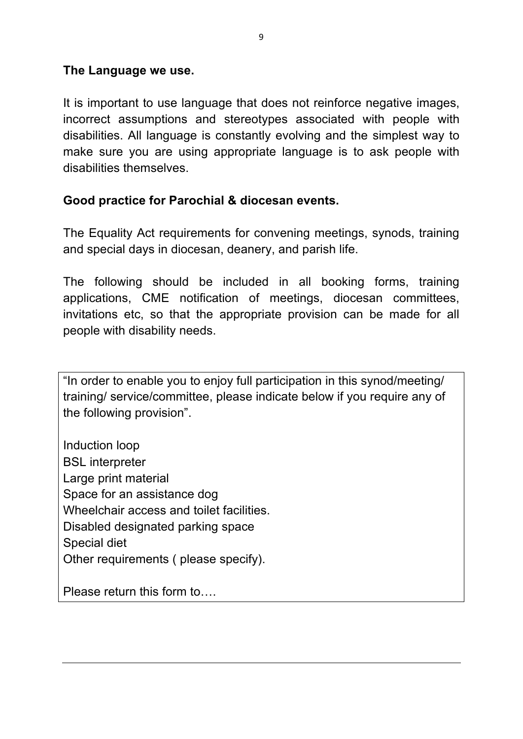**The Language we use.**

It is important to use language that does not reinforce negative images, incorrect assumptions and stereotypes associated with people with disabilities. All language is constantly evolving and the simplest way to make sure you are using appropriate language is to ask people with disabilities themselves.

**Good practice for Parochial & diocesan events.**

The Equality Act requirements for convening meetings, synods, training and special days in diocesan, deanery, and parish life.

The following should be included in all booking forms, training applications, CME notification of meetings, diocesan committees, invitations etc, so that the appropriate provision can be made for all people with disability needs.

> "In order to enable you to enjoy full participation in this synod/meeting/ training/ service/committee, please indicate below if you require any of the following provision".
>
> Induction loop
> BSL interpreter
> Large print material
> Space for an assistance dog
> Wheelchair access and toilet facilities.
> Disabled designated parking space
> Special diet
> Other requirements ( please specify).
>
> Please return this form to….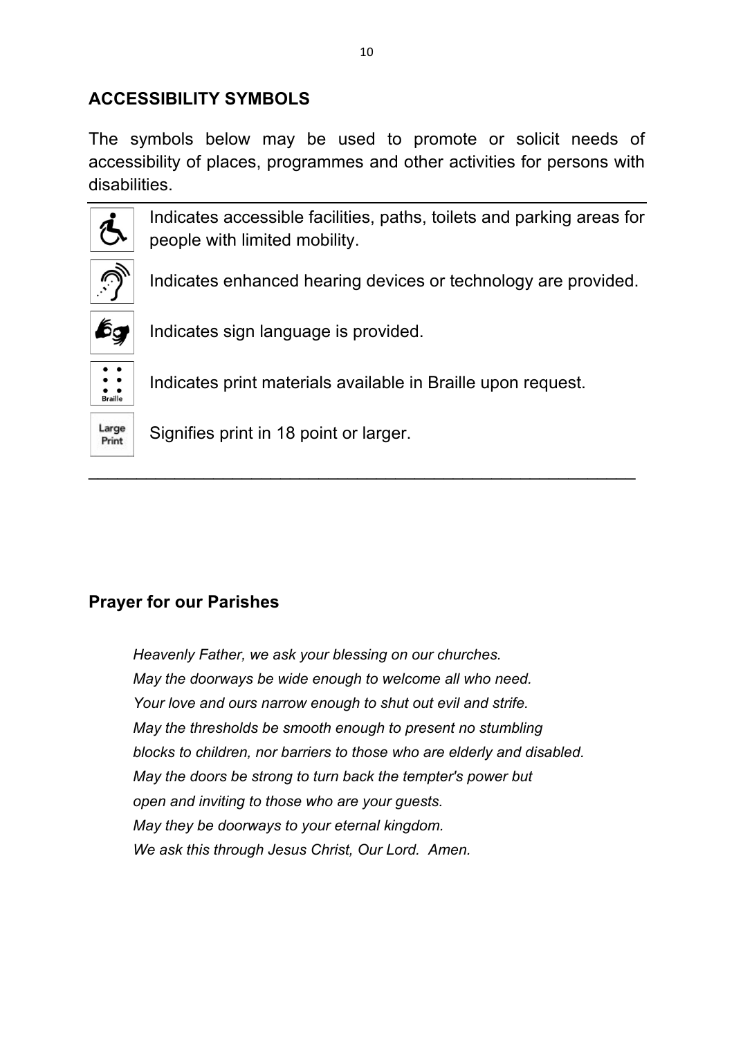## ACCESSIBILITY SYMBOLS

The symbols below may be used to promote or solicit needs of accessibility of places, programmes and other activities for persons with disabilities.

Indicates accessible facilities, paths, toilets and parking areas for people with limited mobility.

Indicates enhanced hearing devices or technology are provided.

Indicates sign language is provided.

Braille

Indicates print materials available in Braille upon request.

Large Print

Signifies print in 18 point or larger.

## Prayer for our Parishes

*Heavenly Father, we ask your blessing on our churches.*
*May the doorways be wide enough to welcome all who need.*
*Your love and ours narrow enough to shut out evil and strife.*
*May the thresholds be smooth enough to present no stumbling*
*blocks to children, nor barriers to those who are elderly and disabled.*
*May the doors be strong to turn back the tempter's power but*
*open and inviting to those who are your guests.*
*May they be doorways to your eternal kingdom.*
*We ask this through Jesus Christ, Our Lord. Amen.*